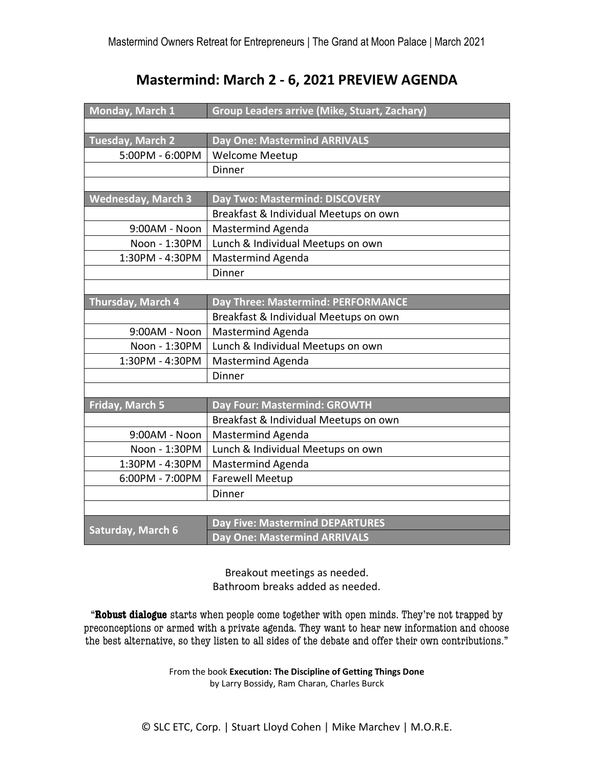Mastermind Owners Retreat for Entrepreneurs | The Grand at Moon Palace | March 2021

# Mastermind: March 2 - 6, 2021 PREVIEW AGENDA

| Monday, March 1 | Group Leaders arrive (Mike, Stuart, Zachary) |
|---|---|
| | |
| **Tuesday, March 2** | **Day One: Mastermind ARRIVALS** |
| 5:00PM - 6:00PM | Welcome Meetup |
| | Dinner |
| | |
| **Wednesday, March 3** | **Day Two: Mastermind: DISCOVERY** |
| | Breakfast & Individual Meetups on own |
| 9:00AM - Noon | Mastermind Agenda |
| Noon - 1:30PM | Lunch & Individual Meetups on own |
| 1:30PM - 4:30PM | Mastermind Agenda |
| | Dinner |
| | |
| **Thursday, March 4** | **Day Three: Mastermind: PERFORMANCE** |
| | Breakfast & Individual Meetups on own |
| 9:00AM - Noon | Mastermind Agenda |
| Noon - 1:30PM | Lunch & Individual Meetups on own |
| 1:30PM - 4:30PM | Mastermind Agenda |
| | Dinner |
| | |
| **Friday, March 5** | **Day Four: Mastermind: GROWTH** |
| | Breakfast & Individual Meetups on own |
| 9:00AM - Noon | Mastermind Agenda |
| Noon - 1:30PM | Lunch & Individual Meetups on own |
| 1:30PM - 4:30PM | Mastermind Agenda |
| 6:00PM - 7:00PM | Farewell Meetup |
| | Dinner |
| | |
| **Saturday, March 6** | **Day Five: Mastermind DEPARTURES** |
| | **Day One: Mastermind ARRIVALS** |

Breakout meetings as needed.
Bathroom breaks added as needed.

"**Robust dialogue** starts when people come together with open minds. They're not trapped by preconceptions or armed with a private agenda. They want to hear new information and choose the best alternative, so they listen to all sides of the debate and offer their own contributions."

From the book **Execution: The Discipline of Getting Things Done**
by Larry Bossidy, Ram Charan, Charles Burck

© SLC ETC, Corp. | Stuart Lloyd Cohen | Mike Marchev | M.O.R.E.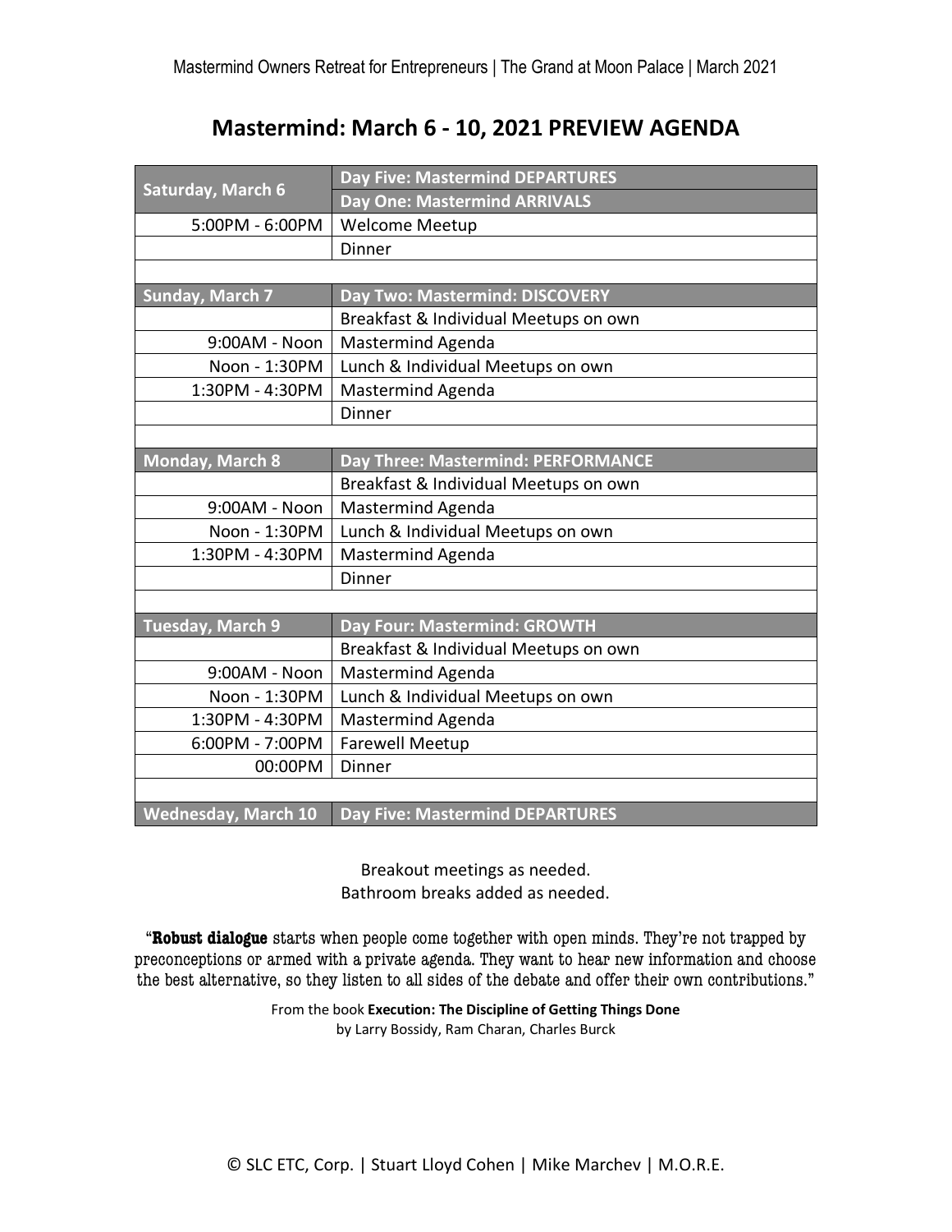## Mastermind: March 6 - 10, 2021 PREVIEW AGENDA

| Saturday, March 6 | Day Five: Mastermind DEPARTURES<br>Day One: Mastermind ARRIVALS |
|---|---|
| 5:00PM - 6:00PM | Welcome Meetup |
| | Dinner |
| | |
| **Sunday, March 7** | **Day Two: Mastermind: DISCOVERY** |
| | Breakfast & Individual Meetups on own |
| 9:00AM - Noon | Mastermind Agenda |
| Noon - 1:30PM | Lunch & Individual Meetups on own |
| 1:30PM - 4:30PM | Mastermind Agenda |
| | Dinner |
| | |
| **Monday, March 8** | **Day Three: Mastermind: PERFORMANCE** |
| | Breakfast & Individual Meetups on own |
| 9:00AM - Noon | Mastermind Agenda |
| Noon - 1:30PM | Lunch & Individual Meetups on own |
| 1:30PM - 4:30PM | Mastermind Agenda |
| | Dinner |
| | |
| **Tuesday, March 9** | **Day Four: Mastermind: GROWTH** |
| | Breakfast & Individual Meetups on own |
| 9:00AM - Noon | Mastermind Agenda |
| Noon - 1:30PM | Lunch & Individual Meetups on own |
| 1:30PM - 4:30PM | Mastermind Agenda |
| 6:00PM - 7:00PM | Farewell Meetup |
| 00:00PM | Dinner |
| | |
| **Wednesday, March 10** | **Day Five: Mastermind DEPARTURES** |

Breakout meetings as needed.
Bathroom breaks added as needed.

"**Robust dialogue** starts when people come together with open minds. They're not trapped by preconceptions or armed with a private agenda. They want to hear new information and choose the best alternative, so they listen to all sides of the debate and offer their own contributions."

From the book **Execution: The Discipline of Getting Things Done**
by Larry Bossidy, Ram Charan, Charles Burck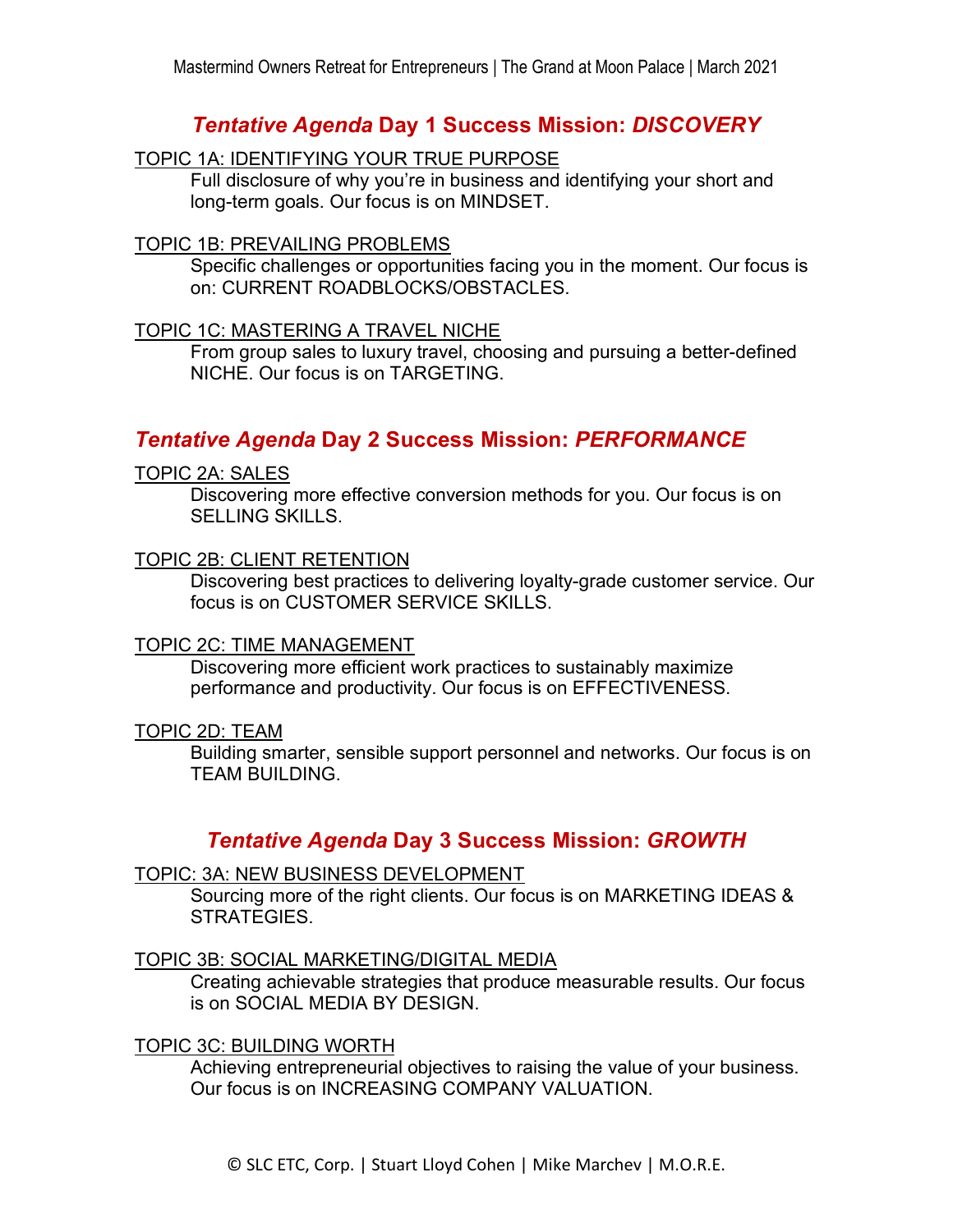## *Tentative Agenda* Day 1 Success Mission: *DISCOVERY*

TOPIC 1A: IDENTIFYING YOUR TRUE PURPOSE

Full disclosure of why you're in business and identifying your short and long-term goals. Our focus is on MINDSET.

TOPIC 1B: PREVAILING PROBLEMS

Specific challenges or opportunities facing you in the moment. Our focus is on: CURRENT ROADBLOCKS/OBSTACLES.

TOPIC 1C: MASTERING A TRAVEL NICHE

From group sales to luxury travel, choosing and pursuing a better-defined NICHE. Our focus is on TARGETING.

## *Tentative Agenda* Day 2 Success Mission: *PERFORMANCE*

TOPIC 2A: SALES

Discovering more effective conversion methods for you. Our focus is on SELLING SKILLS.

TOPIC 2B: CLIENT RETENTION

Discovering best practices to delivering loyalty-grade customer service. Our focus is on CUSTOMER SERVICE SKILLS.

TOPIC 2C: TIME MANAGEMENT

Discovering more efficient work practices to sustainably maximize performance and productivity. Our focus is on EFFECTIVENESS.

TOPIC 2D: TEAM

Building smarter, sensible support personnel and networks. Our focus is on TEAM BUILDING.

## *Tentative Agenda* Day 3 Success Mission: *GROWTH*

TOPIC: 3A: NEW BUSINESS DEVELOPMENT

Sourcing more of the right clients. Our focus is on MARKETING IDEAS & STRATEGIES.

TOPIC 3B: SOCIAL MARKETING/DIGITAL MEDIA

Creating achievable strategies that produce measurable results. Our focus is on SOCIAL MEDIA BY DESIGN.

TOPIC 3C: BUILDING WORTH

Achieving entrepreneurial objectives to raising the value of your business. Our focus is on INCREASING COMPANY VALUATION.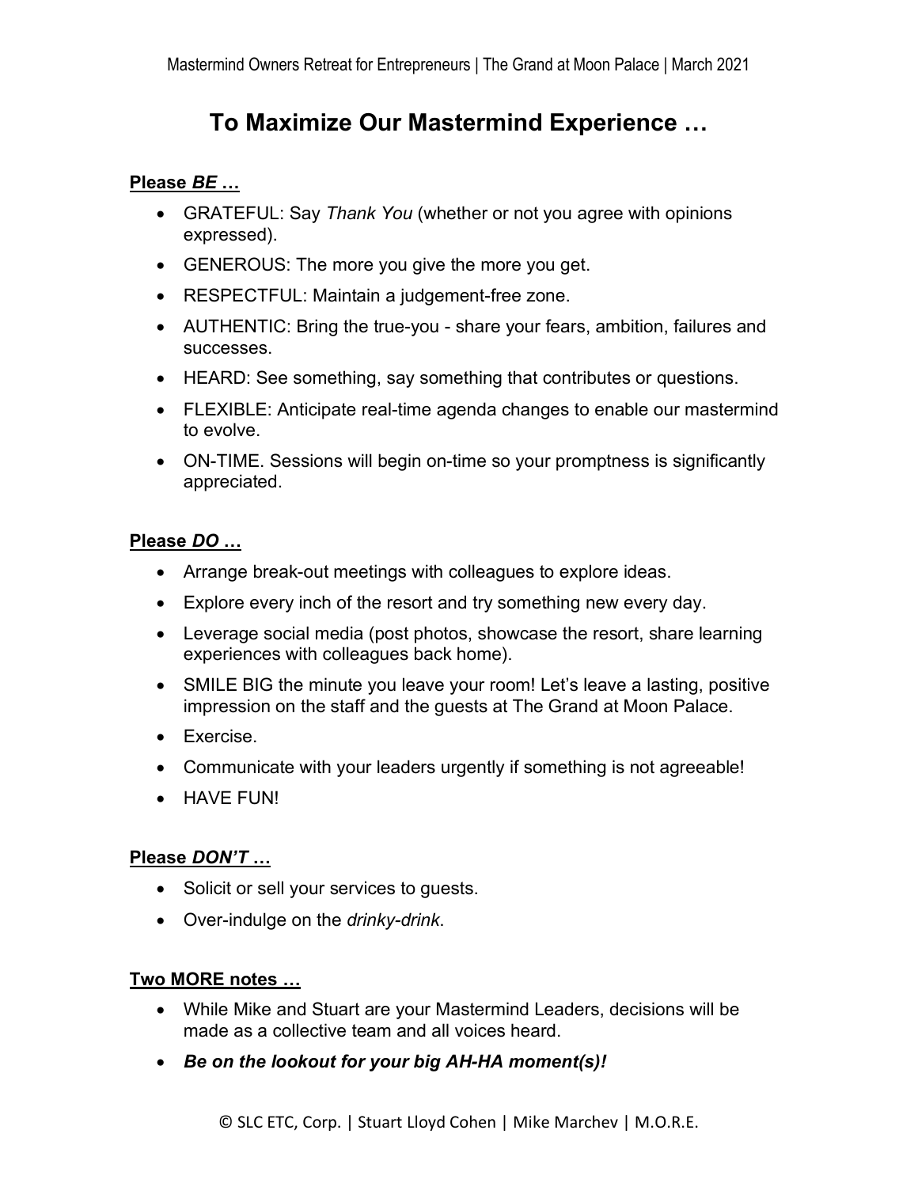# To Maximize Our Mastermind Experience …

**<u>Please *BE* …</u>**

- GRATEFUL: Say *Thank You* (whether or not you agree with opinions expressed).
- GENEROUS: The more you give the more you get.
- RESPECTFUL: Maintain a judgement-free zone.
- AUTHENTIC: Bring the true-you - share your fears, ambition, failures and successes.
- HEARD: See something, say something that contributes or questions.
- FLEXIBLE: Anticipate real-time agenda changes to enable our mastermind to evolve.
- ON-TIME. Sessions will begin on-time so your promptness is significantly appreciated.

**<u>Please *DO* …</u>**

- Arrange break-out meetings with colleagues to explore ideas.
- Explore every inch of the resort and try something new every day.
- Leverage social media (post photos, showcase the resort, share learning experiences with colleagues back home).
- SMILE BIG the minute you leave your room! Let's leave a lasting, positive impression on the staff and the guests at The Grand at Moon Palace.
- Exercise.
- Communicate with your leaders urgently if something is not agreeable!
- HAVE FUN!

**<u>Please *DON'T* …</u>**

- Solicit or sell your services to guests.
- Over-indulge on the *drinky-drink*.

**<u>Two MORE notes …</u>**

- While Mike and Stuart are your Mastermind Leaders, decisions will be made as a collective team and all voices heard.
- ***Be on the lookout for your big AH-HA moment(s)!***